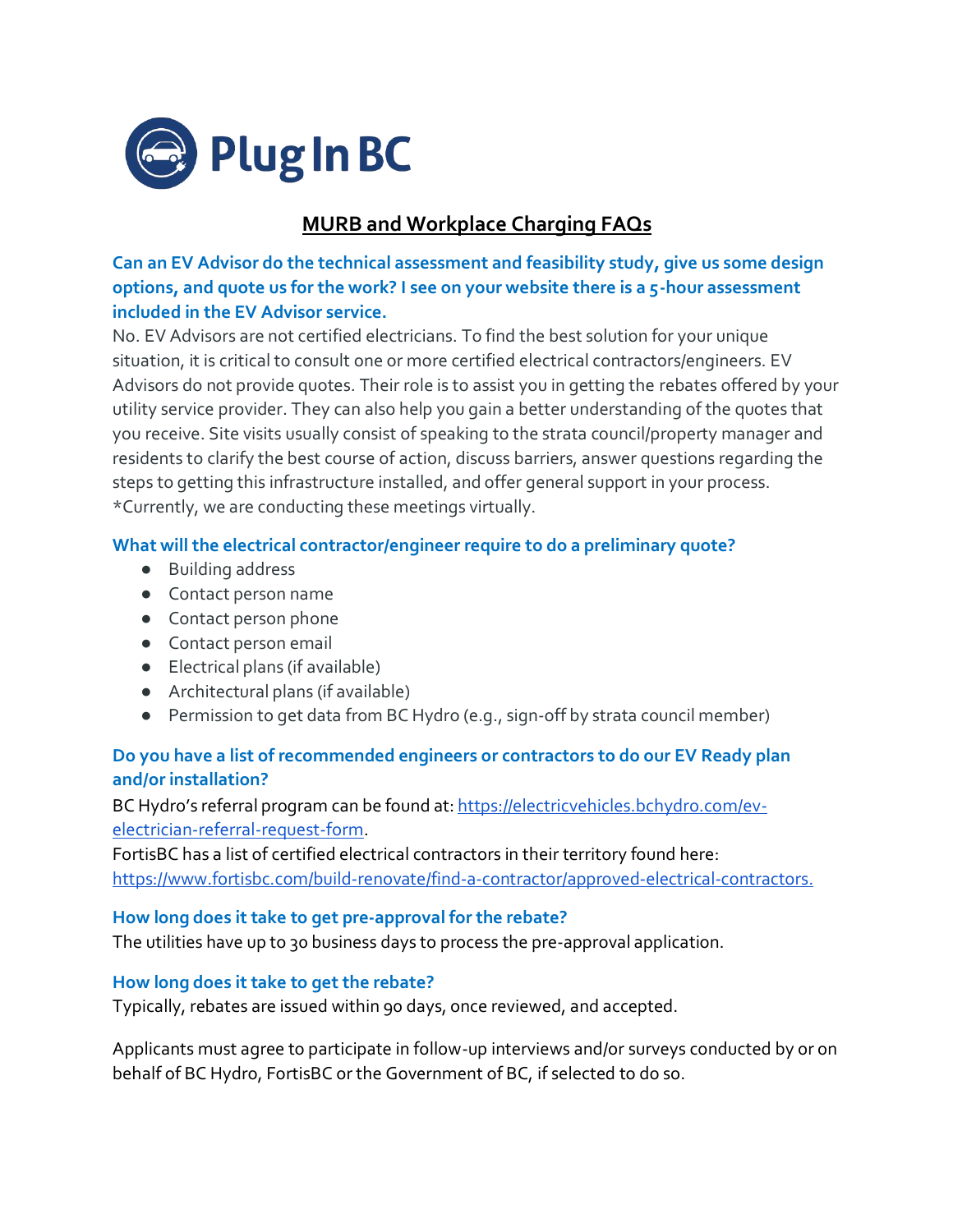Plug In BC

# MURB and Workplace Charging FAQs

### Can an EV Advisor do the technical assessment and feasibility study, give us some design options, and quote us for the work? I see on your website there is a 5-hour assessment included in the EV Advisor service.

No. EV Advisors are not certified electricians. To find the best solution for your unique situation, it is critical to consult one or more certified electrical contractors/engineers. EV Advisors do not provide quotes. Their role is to assist you in getting the rebates offered by your utility service provider. They can also help you gain a better understanding of the quotes that you receive. Site visits usually consist of speaking to the strata council/property manager and residents to clarify the best course of action, discuss barriers, answer questions regarding the steps to getting this infrastructure installed, and offer general support in your process. *Currently, we are conducting these meetings virtually.

### What will the electrical contractor/engineer require to do a preliminary quote?

- Building address
- Contact person name
- Contact person phone
- Contact person email
- Electrical plans (if available)
- Architectural plans (if available)
- Permission to get data from BC Hydro (e.g., sign-off by strata council member)

### Do you have a list of recommended engineers or contractors to do our EV Ready plan and/or installation?

BC Hydro's referral program can be found at: [https://electricvehicles.bchydro.com/ev-electrician-referral-request-form](https://electricvehicles.bchydro.com/ev-electrician-referral-request-form).

FortisBC has a list of certified electrical contractors in their territory found here: [https://www.fortisbc.com/build-renovate/find-a-contractor/approved-electrical-contractors.](https://www.fortisbc.com/build-renovate/find-a-contractor/approved-electrical-contractors)

### How long does it take to get pre-approval for the rebate?

The utilities have up to 30 business days to process the pre-approval application.

### How long does it take to get the rebate?

Typically, rebates are issued within 90 days, once reviewed, and accepted.

Applicants must agree to participate in follow-up interviews and/or surveys conducted by or on behalf of BC Hydro, FortisBC or the Government of BC, if selected to do so.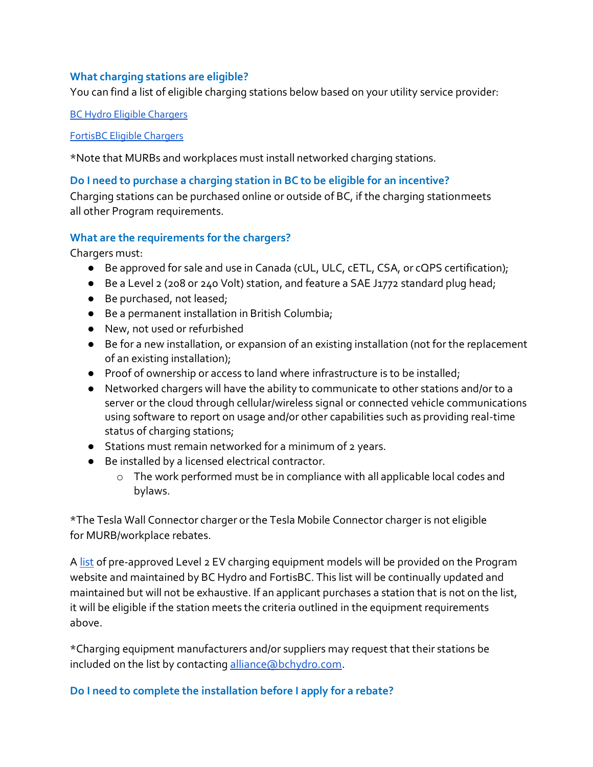### What charging stations are eligible?

You can find a list of eligible charging stations below based on your utility service provider:

[BC Hydro Eligible Chargers]()

[FortisBC Eligible Chargers]()

*Note that MURBs and workplaces must install networked charging stations.

### Do I need to purchase a charging station in BC to be eligible for an incentive?

Charging stations can be purchased online or outside of BC, if the charging stationmeets all other Program requirements.

### What are the requirements for the chargers?

Chargers must:

- Be approved for sale and use in Canada (cUL, ULC, cETL, CSA, or cQPS certification);
- Be a Level 2 (208 or 240 Volt) station, and feature a SAE J1772 standard plug head;
- Be purchased, not leased;
- Be a permanent installation in British Columbia;
- New, not used or refurbished
- Be for a new installation, or expansion of an existing installation (not for the replacement of an existing installation);
- Proof of ownership or access to land where infrastructure is to be installed;
- Networked chargers will have the ability to communicate to other stations and/or to a server or the cloud through cellular/wireless signal or connected vehicle communications using software to report on usage and/or other capabilities such as providing real-time status of charging stations;
- Stations must remain networked for a minimum of 2 years.
- Be installed by a licensed electrical contractor.
  - The work performed must be in compliance with all applicable local codes and bylaws.

*The Tesla Wall Connector charger or the Tesla Mobile Connector charger is not eligible for MURB/workplace rebates.

A [list]() of pre-approved Level 2 EV charging equipment models will be provided on the Program website and maintained by BC Hydro and FortisBC. This list will be continually updated and maintained but will not be exhaustive. If an applicant purchases a station that is not on the list, it will be eligible if the station meets the criteria outlined in the equipment requirements above.

*Charging equipment manufacturers and/or suppliers may request that their stations be included on the list by contacting [alliance@bchydro.com](mailto:alliance@bchydro.com).

### Do I need to complete the installation before I apply for a rebate?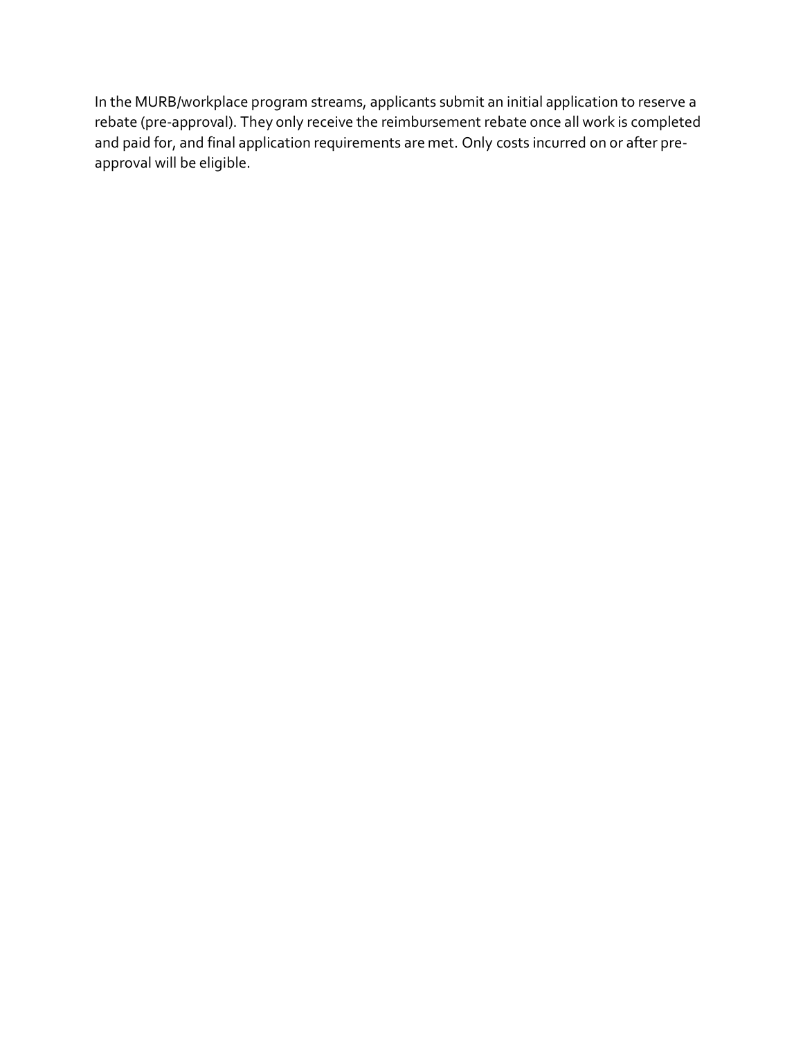In the MURB/workplace program streams, applicants submit an initial application to reserve a rebate (pre-approval). They only receive the reimbursement rebate once all work is completed and paid for, and final application requirements are met. Only costs incurred on or after pre-approval will be eligible.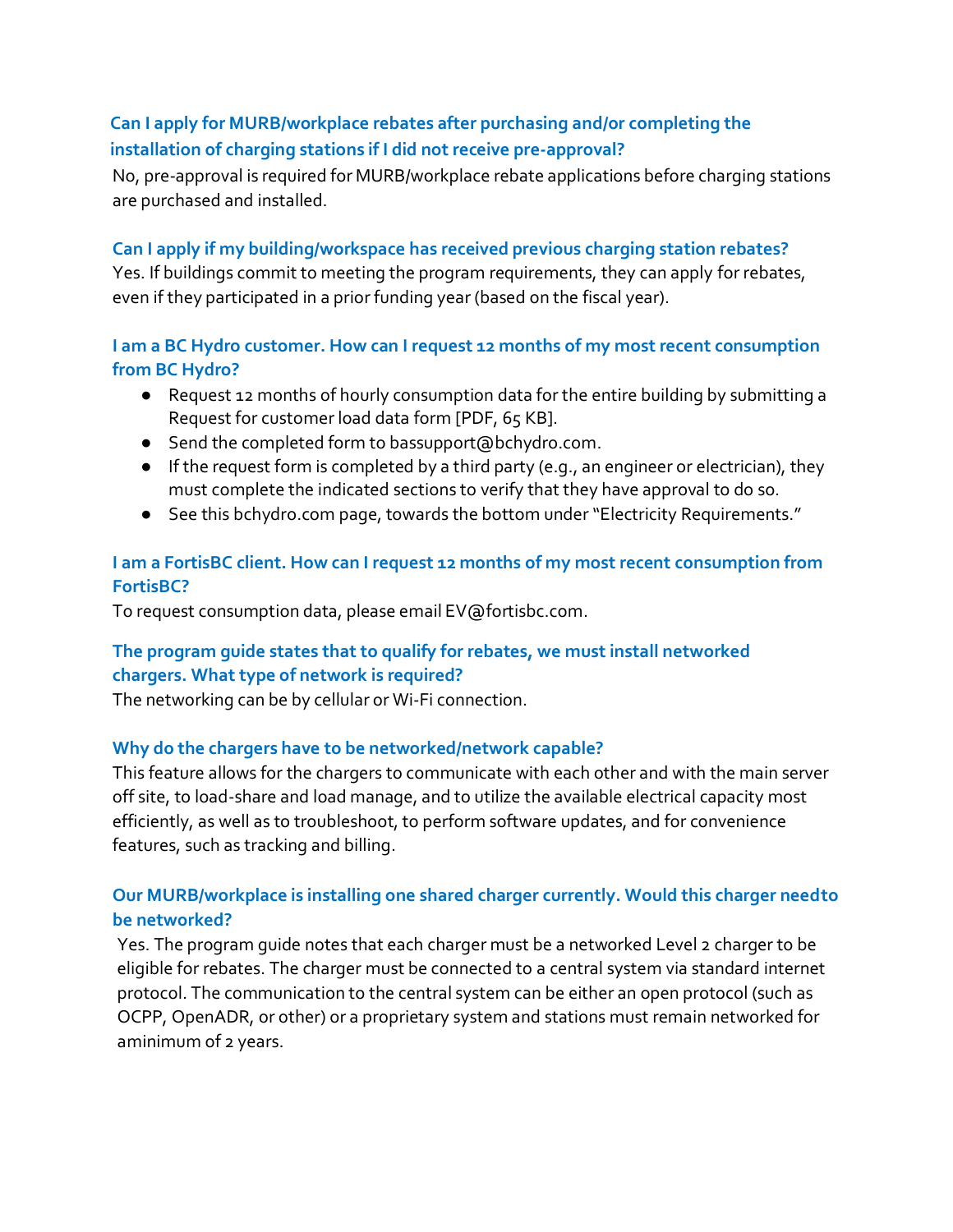### Can I apply for MURB/workplace rebates after purchasing and/or completing the installation of charging stations if I did not receive pre-approval?

No, pre-approval is required for MURB/workplace rebate applications before charging stations are purchased and installed.

### Can I apply if my building/workspace has received previous charging station rebates?

Yes. If buildings commit to meeting the program requirements, they can apply for rebates, even if they participated in a prior funding year (based on the fiscal year).

### I am a BC Hydro customer. How can I request 12 months of my most recent consumption from BC Hydro?

- Request 12 months of hourly consumption data for the entire building by submitting a Request for customer load data form [PDF, 65 KB].
- Send the completed form to bassupport@bchydro.com.
- If the request form is completed by a third party (e.g., an engineer or electrician), they must complete the indicated sections to verify that they have approval to do so.
- See this bchydro.com page, towards the bottom under "Electricity Requirements."

### I am a FortisBC client. How can I request 12 months of my most recent consumption from FortisBC?

To request consumption data, please email EV@fortisbc.com.

### The program guide states that to qualify for rebates, we must install networked chargers. What type of network is required?

The networking can be by cellular or Wi-Fi connection.

### Why do the chargers have to be networked/network capable?

This feature allows for the chargers to communicate with each other and with the main server off site, to load-share and load manage, and to utilize the available electrical capacity most efficiently, as well as to troubleshoot, to perform software updates, and for convenience features, such as tracking and billing.

### Our MURB/workplace is installing one shared charger currently. Would this charger need to be networked?

Yes. The program guide notes that each charger must be a networked Level 2 charger to be eligible for rebates. The charger must be connected to a central system via standard internet protocol. The communication to the central system can be either an open protocol (such as OCPP, OpenADR, or other) or a proprietary system and stations must remain networked for aminimum of 2 years.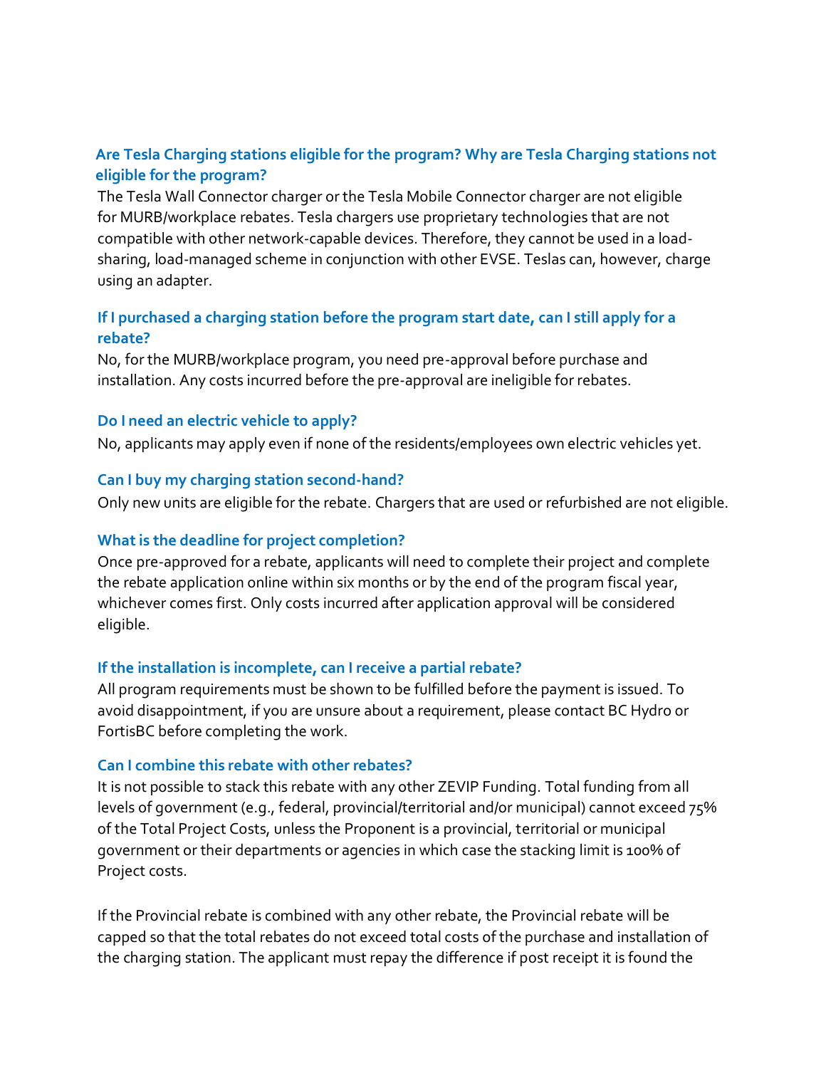### Are Tesla Charging stations eligible for the program? Why are Tesla Charging stations not eligible for the program?

The Tesla Wall Connector charger or the Tesla Mobile Connector charger are not eligible for MURB/workplace rebates. Tesla chargers use proprietary technologies that are not compatible with other network-capable devices. Therefore, they cannot be used in a load-sharing, load-managed scheme in conjunction with other EVSE. Teslas can, however, charge using an adapter.

### If I purchased a charging station before the program start date, can I still apply for a rebate?

No, for the MURB/workplace program, you need pre-approval before purchase and installation. Any costs incurred before the pre-approval are ineligible for rebates.

### Do I need an electric vehicle to apply?

No, applicants may apply even if none of the residents/employees own electric vehicles yet.

### Can I buy my charging station second-hand?

Only new units are eligible for the rebate. Chargers that are used or refurbished are not eligible.

### What is the deadline for project completion?

Once pre-approved for a rebate, applicants will need to complete their project and complete the rebate application online within six months or by the end of the program fiscal year, whichever comes first. Only costs incurred after application approval will be considered eligible.

### If the installation is incomplete, can I receive a partial rebate?

All program requirements must be shown to be fulfilled before the payment is issued. To avoid disappointment, if you are unsure about a requirement, please contact BC Hydro or FortisBC before completing the work.

### Can I combine this rebate with other rebates?

It is not possible to stack this rebate with any other ZEVIP Funding. Total funding from all levels of government (e.g., federal, provincial/territorial and/or municipal) cannot exceed 75% of the Total Project Costs, unless the Proponent is a provincial, territorial or municipal government or their departments or agencies in which case the stacking limit is 100% of Project costs.

If the Provincial rebate is combined with any other rebate, the Provincial rebate will be capped so that the total rebates do not exceed total costs of the purchase and installation of the charging station. The applicant must repay the difference if post receipt it is found the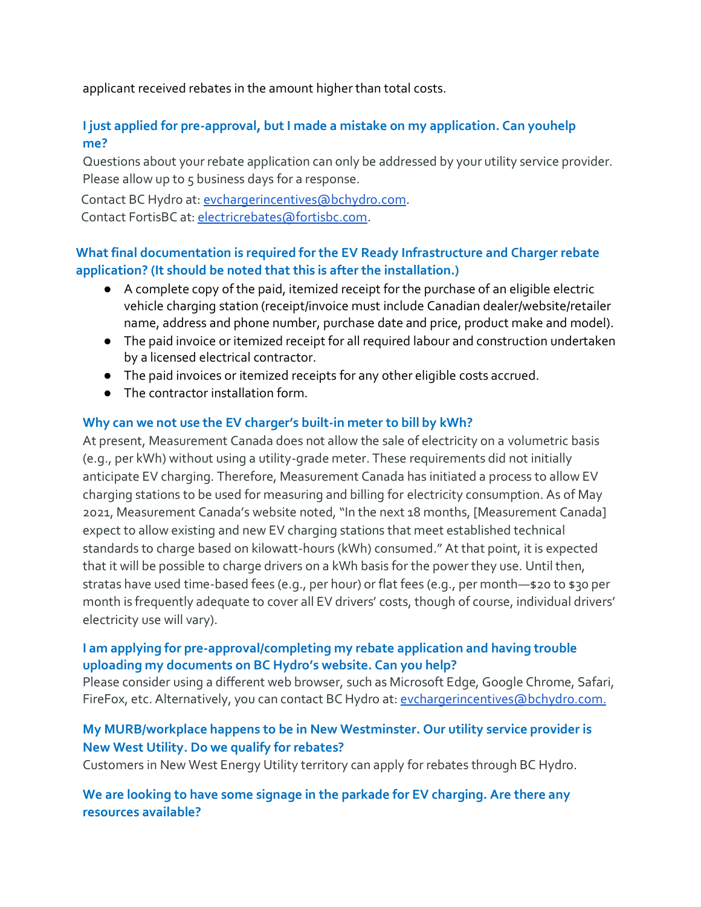applicant received rebates in the amount higher than total costs.

### I just applied for pre-approval, but I made a mistake on my application. Can youhelp me?

Questions about your rebate application can only be addressed by your utility service provider. Please allow up to 5 business days for a response.

Contact BC Hydro at: evchargerincentives@bchydro.com.
Contact FortisBC at: electricrebates@fortisbc.com.

### What final documentation is required for the EV Ready Infrastructure and Charger rebate application? (It should be noted that this is after the installation.)

- A complete copy of the paid, itemized receipt for the purchase of an eligible electric vehicle charging station (receipt/invoice must include Canadian dealer/website/retailer name, address and phone number, purchase date and price, product make and model).
- The paid invoice or itemized receipt for all required labour and construction undertaken by a licensed electrical contractor.
- The paid invoices or itemized receipts for any other eligible costs accrued.
- The contractor installation form.

### Why can we not use the EV charger's built-in meter to bill by kWh?

At present, Measurement Canada does not allow the sale of electricity on a volumetric basis (e.g., per kWh) without using a utility-grade meter. These requirements did not initially anticipate EV charging. Therefore, Measurement Canada has initiated a process to allow EV charging stations to be used for measuring and billing for electricity consumption. As of May 2021, Measurement Canada's website noted, "In the next 18 months, [Measurement Canada] expect to allow existing and new EV charging stations that meet established technical standards to charge based on kilowatt-hours (kWh) consumed." At that point, it is expected that it will be possible to charge drivers on a kWh basis for the power they use. Until then, stratas have used time-based fees (e.g., per hour) or flat fees (e.g., per month—$20 to $30 per month is frequently adequate to cover all EV drivers' costs, though of course, individual drivers' electricity use will vary).

### I am applying for pre-approval/completing my rebate application and having trouble uploading my documents on BC Hydro's website. Can you help?

Please consider using a different web browser, such as Microsoft Edge, Google Chrome, Safari, FireFox, etc. Alternatively, you can contact BC Hydro at: evchargerincentives@bchydro.com.

### My MURB/workplace happens to be in New Westminster. Our utility service provider is New West Utility. Do we qualify for rebates?

Customers in New West Energy Utility territory can apply for rebates through BC Hydro.

### We are looking to have some signage in the parkade for EV charging. Are there any resources available?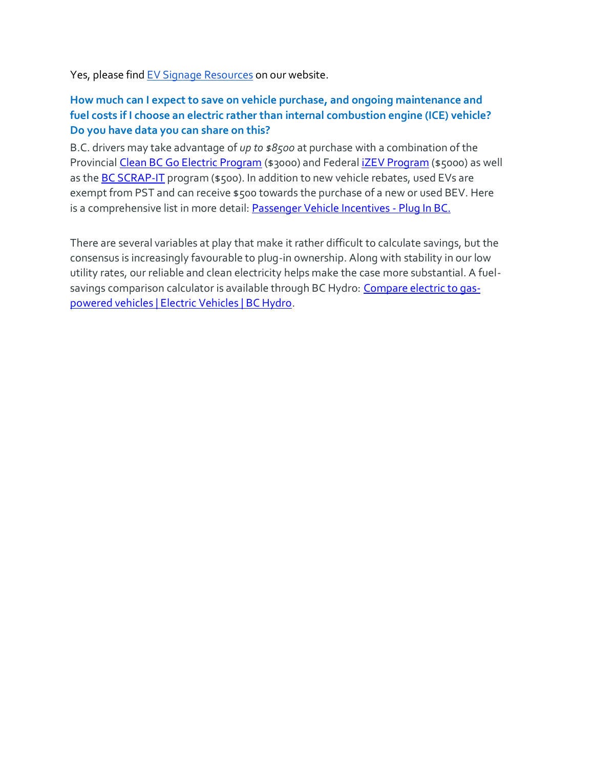Yes, please find [EV Signage Resources] on our website.

**How much can I expect to save on vehicle purchase, and ongoing maintenance and fuel costs if I choose an electric rather than internal combustion engine (ICE) vehicle? Do you have data you can share on this?**

B.C. drivers may take advantage of *up to $8500* at purchase with a combination of the Provincial [Clean BC Go Electric Program] ($3000) and Federal [iZEV Program] ($5000) as well as the [BC SCRAP-IT] program ($500). In addition to new vehicle rebates, used EVs are exempt from PST and can receive $500 towards the purchase of a new or used BEV. Here is a comprehensive list in more detail: [Passenger Vehicle Incentives - Plug In BC.]

There are several variables at play that make it rather difficult to calculate savings, but the consensus is increasingly favourable to plug-in ownership. Along with stability in our low utility rates, our reliable and clean electricity helps make the case more substantial. A fuel-savings comparison calculator is available through BC Hydro: [Compare electric to gas-powered vehicles | Electric Vehicles | BC Hydro].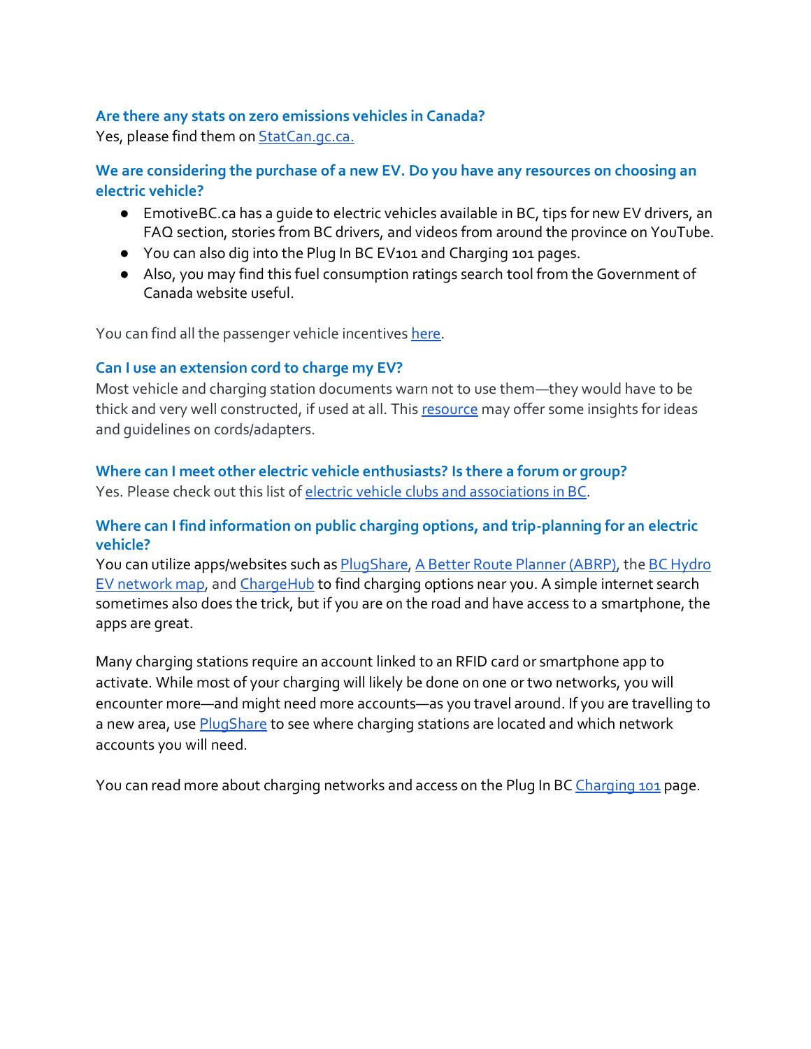### Are there any stats on zero emissions vehicles in Canada?

Yes, please find them on StatCan.gc.ca.

### We are considering the purchase of a new EV. Do you have any resources on choosing an electric vehicle?

- EmotiveBC.ca has a guide to electric vehicles available in BC, tips for new EV drivers, an FAQ section, stories from BC drivers, and videos from around the province on YouTube.
- You can also dig into the Plug In BC EV101 and Charging 101 pages.
- Also, you may find this fuel consumption ratings search tool from the Government of Canada website useful.

You can find all the passenger vehicle incentives here.

### Can I use an extension cord to charge my EV?

Most vehicle and charging station documents warn not to use them—they would have to be thick and very well constructed, if used at all. This resource may offer some insights for ideas and guidelines on cords/adapters.

### Where can I meet other electric vehicle enthusiasts? Is there a forum or group?

Yes. Please check out this list of electric vehicle clubs and associations in BC.

### Where can I find information on public charging options, and trip-planning for an electric vehicle?

You can utilize apps/websites such as PlugShare, A Better Route Planner (ABRP), the BC Hydro EV network map, and ChargeHub to find charging options near you. A simple internet search sometimes also does the trick, but if you are on the road and have access to a smartphone, the apps are great.

Many charging stations require an account linked to an RFID card or smartphone app to activate. While most of your charging will likely be done on one or two networks, you will encounter more—and might need more accounts—as you travel around. If you are travelling to a new area, use PlugShare to see where charging stations are located and which network accounts you will need.

You can read more about charging networks and access on the Plug In BC Charging 101 page.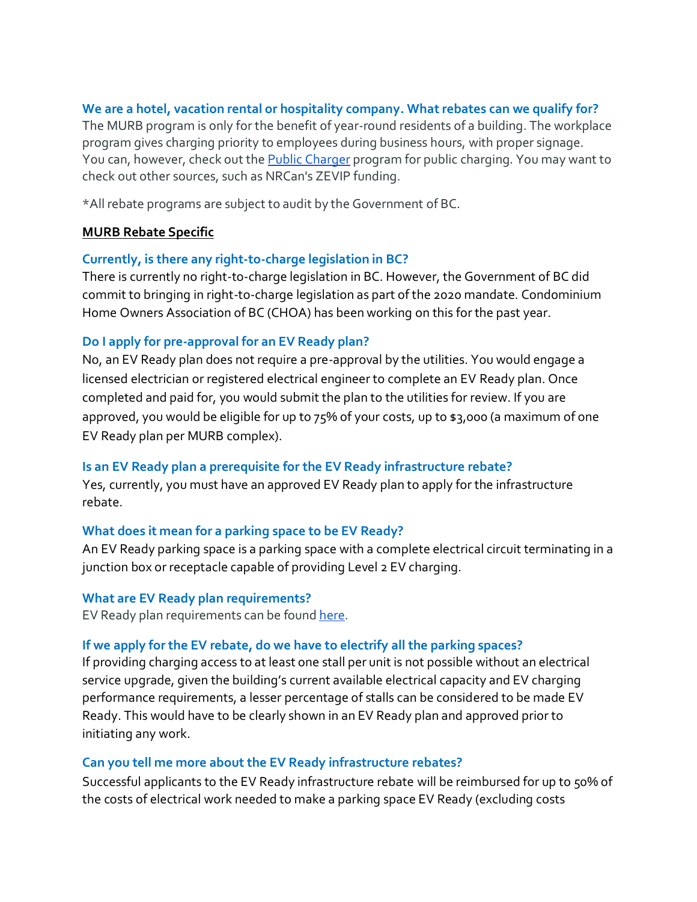### We are a hotel, vacation rental or hospitality company. What rebates can we qualify for?

The MURB program is only for the benefit of year-round residents of a building. The workplace program gives charging priority to employees during business hours, with proper signage. You can, however, check out the [Public Charger] program for public charging. You may want to check out other sources, such as NRCan's ZEVIP funding.

*All rebate programs are subject to audit by the Government of BC.

## MURB Rebate Specific

### Currently, is there any right-to-charge legislation in BC?

There is currently no right-to-charge legislation in BC. However, the Government of BC did commit to bringing in right-to-charge legislation as part of the 2020 mandate. Condominium Home Owners Association of BC (CHOA) has been working on this for the past year.

### Do I apply for pre-approval for an EV Ready plan?

No, an EV Ready plan does not require a pre-approval by the utilities. You would engage a licensed electrician or registered electrical engineer to complete an EV Ready plan. Once completed and paid for, you would submit the plan to the utilities for review. If you are approved, you would be eligible for up to 75% of your costs, up to $3,000 (a maximum of one EV Ready plan per MURB complex).

### Is an EV Ready plan a prerequisite for the EV Ready infrastructure rebate?

Yes, currently, you must have an approved EV Ready plan to apply for the infrastructure rebate.

### What does it mean for a parking space to be EV Ready?

An EV Ready parking space is a parking space with a complete electrical circuit terminating in a junction box or receptacle capable of providing Level 2 EV charging.

### What are EV Ready plan requirements?

EV Ready plan requirements can be found [here].

### If we apply for the EV rebate, do we have to electrify all the parking spaces?

If providing charging access to at least one stall per unit is not possible without an electrical service upgrade, given the building's current available electrical capacity and EV charging performance requirements, a lesser percentage of stalls can be considered to be made EV Ready. This would have to be clearly shown in an EV Ready plan and approved prior to initiating any work.

### Can you tell me more about the EV Ready infrastructure rebates?

Successful applicants to the EV Ready infrastructure rebate will be reimbursed for up to 50% of the costs of electrical work needed to make a parking space EV Ready (excluding costs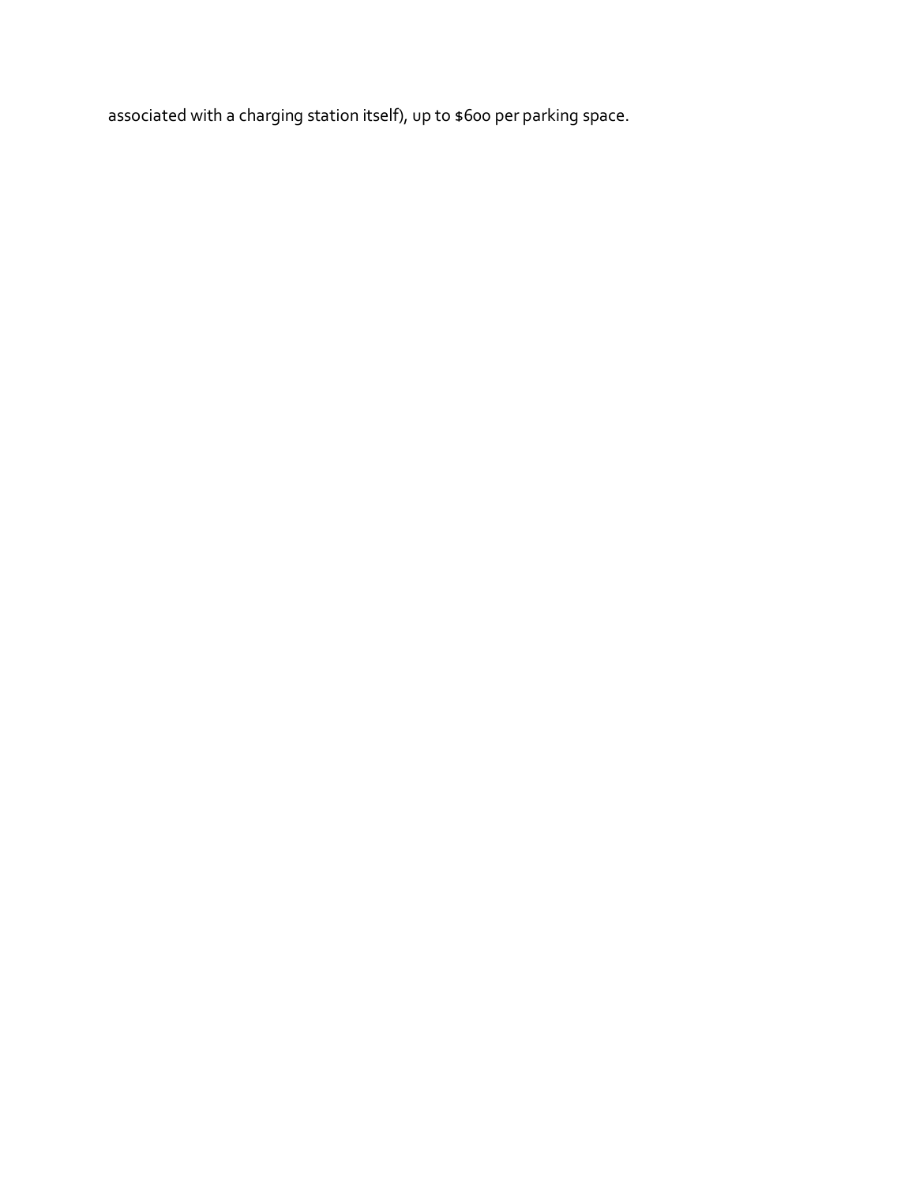associated with a charging station itself), up to $600 per parking space.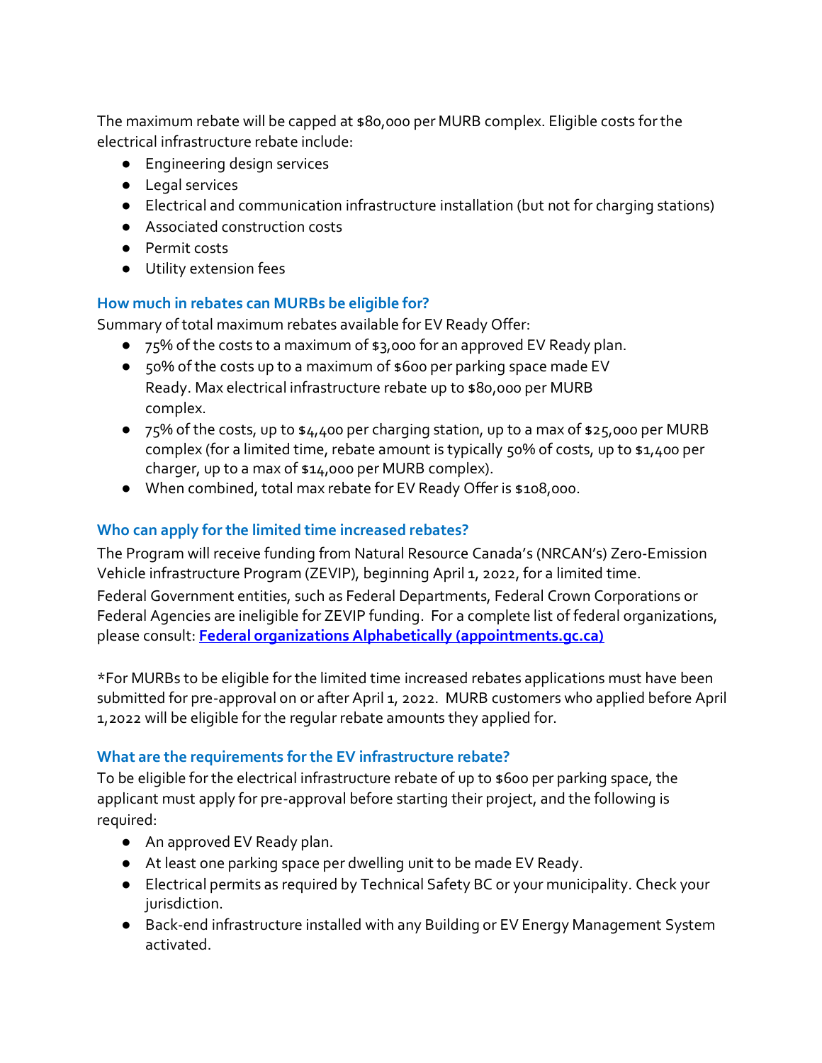The maximum rebate will be capped at $80,000 per MURB complex. Eligible costs for the electrical infrastructure rebate include:

- Engineering design services
- Legal services
- Electrical and communication infrastructure installation (but not for charging stations)
- Associated construction costs
- Permit costs
- Utility extension fees

### How much in rebates can MURBs be eligible for?

Summary of total maximum rebates available for EV Ready Offer:

- 75% of the costs to a maximum of $3,000 for an approved EV Ready plan.
- 50% of the costs up to a maximum of $600 per parking space made EV Ready. Max electrical infrastructure rebate up to $80,000 per MURB complex.
- 75% of the costs, up to $4,400 per charging station, up to a max of $25,000 per MURB complex (for a limited time, rebate amount is typically 50% of costs, up to $1,400 per charger, up to a max of $14,000 per MURB complex).
- When combined, total max rebate for EV Ready Offer is $108,000.

### Who can apply for the limited time increased rebates?

The Program will receive funding from Natural Resource Canada's (NRCAN's) Zero-Emission Vehicle infrastructure Program (ZEVIP), beginning April 1, 2022, for a limited time.

Federal Government entities, such as Federal Departments, Federal Crown Corporations or Federal Agencies are ineligible for ZEVIP funding. For a complete list of federal organizations, please consult: **Federal organizations Alphabetically (appointments.gc.ca)**

*For MURBs to be eligible for the limited time increased rebates applications must have been submitted for pre-approval on or after April 1, 2022. MURB customers who applied before April 1,2022 will be eligible for the regular rebate amounts they applied for.

### What are the requirements for the EV infrastructure rebate?

To be eligible for the electrical infrastructure rebate of up to $600 per parking space, the applicant must apply for pre-approval before starting their project, and the following is required:

- An approved EV Ready plan.
- At least one parking space per dwelling unit to be made EV Ready.
- Electrical permits as required by Technical Safety BC or your municipality. Check your jurisdiction.
- Back-end infrastructure installed with any Building or EV Energy Management System activated.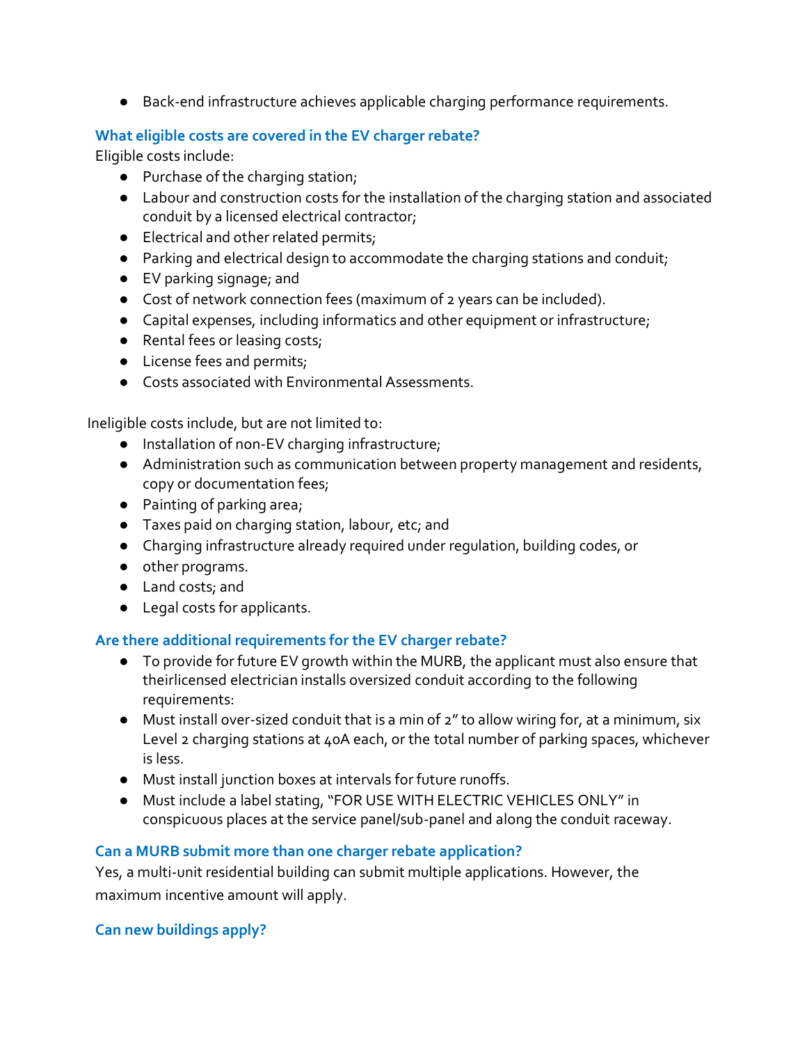- Back-end infrastructure achieves applicable charging performance requirements.

### What eligible costs are covered in the EV charger rebate?

Eligible costs include:

- Purchase of the charging station;
- Labour and construction costs for the installation of the charging station and associated conduit by a licensed electrical contractor;
- Electrical and other related permits;
- Parking and electrical design to accommodate the charging stations and conduit;
- EV parking signage; and
- Cost of network connection fees (maximum of 2 years can be included).
- Capital expenses, including informatics and other equipment or infrastructure;
- Rental fees or leasing costs;
- License fees and permits;
- Costs associated with Environmental Assessments.

Ineligible costs include, but are not limited to:

- Installation of non-EV charging infrastructure;
- Administration such as communication between property management and residents, copy or documentation fees;
- Painting of parking area;
- Taxes paid on charging station, labour, etc; and
- Charging infrastructure already required under regulation, building codes, or
- other programs.
- Land costs; and
- Legal costs for applicants.

### Are there additional requirements for the EV charger rebate?

- To provide for future EV growth within the MURB, the applicant must also ensure that theirlicensed electrician installs oversized conduit according to the following requirements:
- Must install over-sized conduit that is a min of 2" to allow wiring for, at a minimum, six Level 2 charging stations at 40A each, or the total number of parking spaces, whichever is less.
- Must install junction boxes at intervals for future runoffs.
- Must include a label stating, "FOR USE WITH ELECTRIC VEHICLES ONLY" in conspicuous places at the service panel/sub-panel and along the conduit raceway.

### Can a MURB submit more than one charger rebate application?

Yes, a multi-unit residential building can submit multiple applications. However, the maximum incentive amount will apply.

### Can new buildings apply?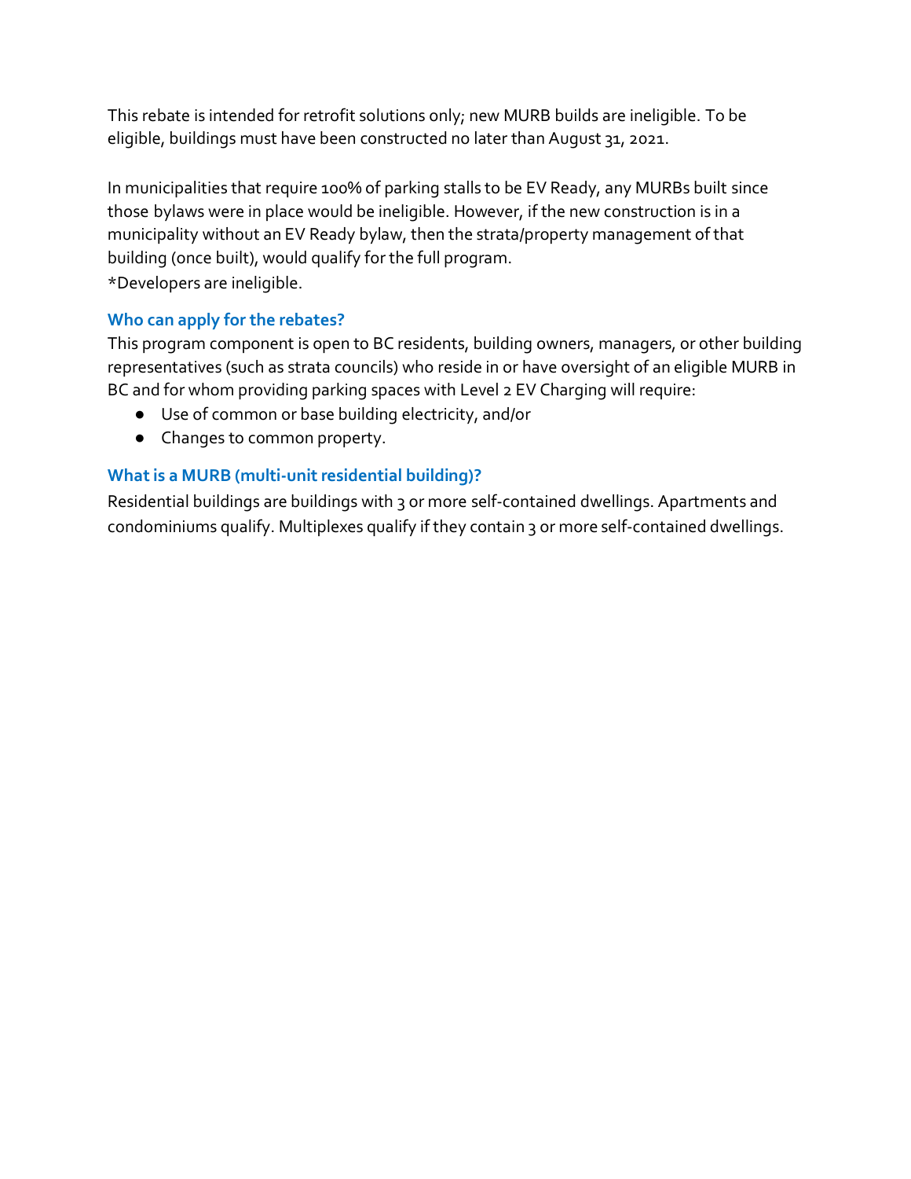This rebate is intended for retrofit solutions only; new MURB builds are ineligible. To be eligible, buildings must have been constructed no later than August 31, 2021.

In municipalities that require 100% of parking stalls to be EV Ready, any MURBs built since those bylaws were in place would be ineligible. However, if the new construction is in a municipality without an EV Ready bylaw, then the strata/property management of that building (once built), would qualify for the full program.
*Developers are ineligible.

### Who can apply for the rebates?

This program component is open to BC residents, building owners, managers, or other building representatives (such as strata councils) who reside in or have oversight of an eligible MURB in BC and for whom providing parking spaces with Level 2 EV Charging will require:

- Use of common or base building electricity, and/or
- Changes to common property.

### What is a MURB (multi-unit residential building)?

Residential buildings are buildings with 3 or more self-contained dwellings. Apartments and condominiums qualify. Multiplexes qualify if they contain 3 or more self-contained dwellings.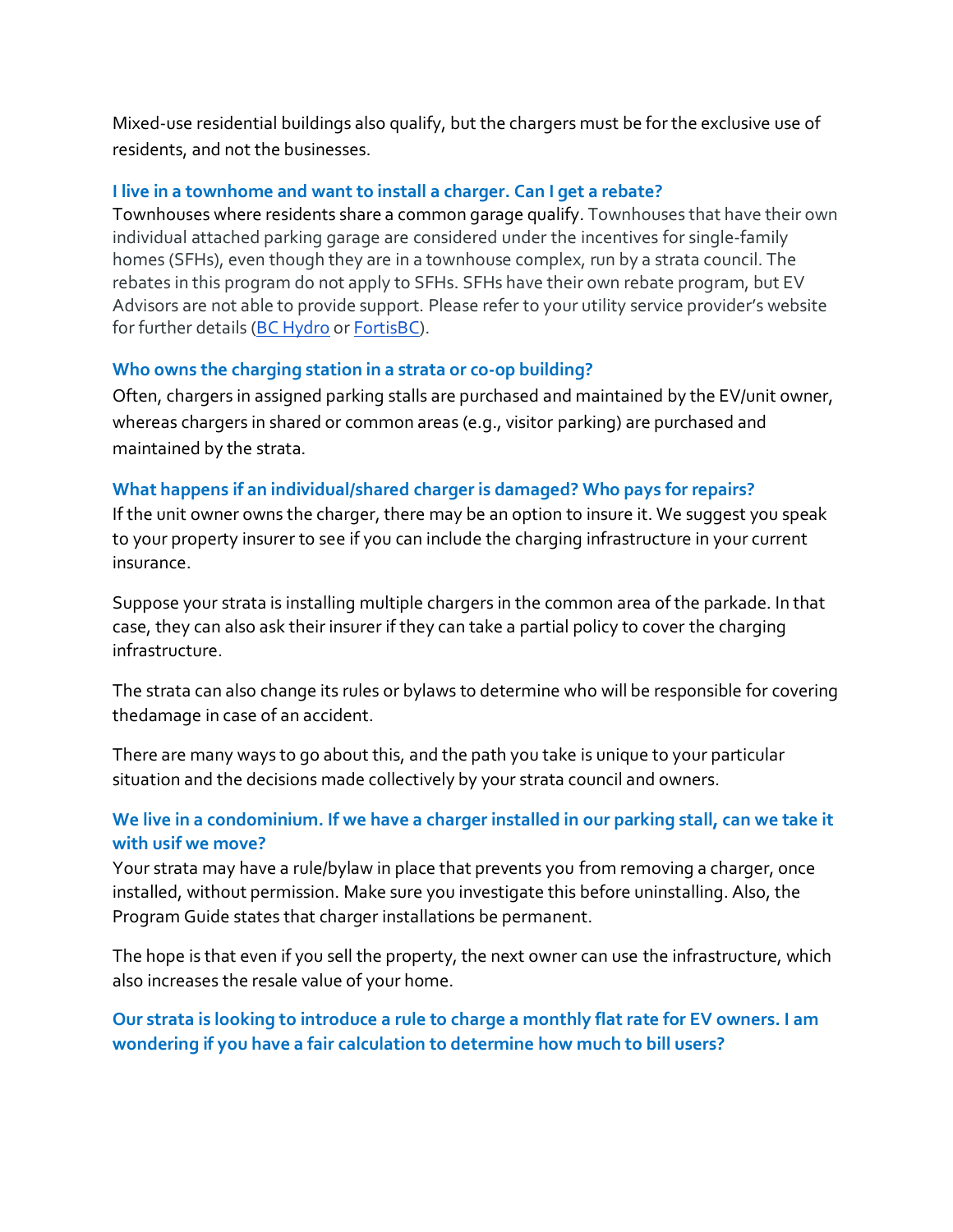Mixed-use residential buildings also qualify, but the chargers must be for the exclusive use of residents, and not the businesses.

### I live in a townhome and want to install a charger. Can I get a rebate?

Townhouses where residents share a common garage qualify. Townhouses that have their own individual attached parking garage are considered under the incentives for single-family homes (SFHs), even though they are in a townhouse complex, run by a strata council. The rebates in this program do not apply to SFHs. SFHs have their own rebate program, but EV Advisors are not able to provide support. Please refer to your utility service provider's website for further details (BC Hydro or FortisBC).

### Who owns the charging station in a strata or co-op building?

Often, chargers in assigned parking stalls are purchased and maintained by the EV/unit owner, whereas chargers in shared or common areas (e.g., visitor parking) are purchased and maintained by the strata.

### What happens if an individual/shared charger is damaged? Who pays for repairs?

If the unit owner owns the charger, there may be an option to insure it. We suggest you speak to your property insurer to see if you can include the charging infrastructure in your current insurance.

Suppose your strata is installing multiple chargers in the common area of the parkade. In that case, they can also ask their insurer if they can take a partial policy to cover the charging infrastructure.

The strata can also change its rules or bylaws to determine who will be responsible for covering thedamage in case of an accident.

There are many ways to go about this, and the path you take is unique to your particular situation and the decisions made collectively by your strata council and owners.

### We live in a condominium. If we have a charger installed in our parking stall, can we take it with usif we move?

Your strata may have a rule/bylaw in place that prevents you from removing a charger, once installed, without permission. Make sure you investigate this before uninstalling. Also, the Program Guide states that charger installations be permanent.

The hope is that even if you sell the property, the next owner can use the infrastructure, which also increases the resale value of your home.

### Our strata is looking to introduce a rule to charge a monthly flat rate for EV owners. I am wondering if you have a fair calculation to determine how much to bill users?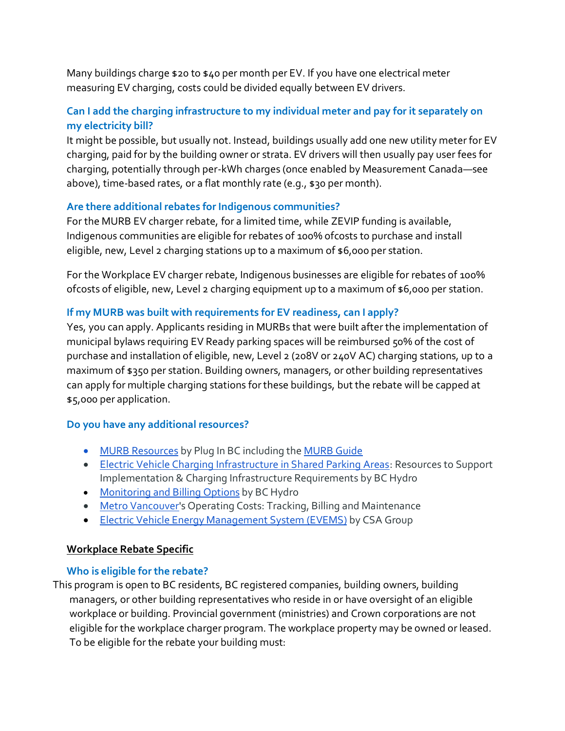Many buildings charge $20 to $40 per month per EV. If you have one electrical meter measuring EV charging, costs could be divided equally between EV drivers.

### Can I add the charging infrastructure to my individual meter and pay for it separately on my electricity bill?

It might be possible, but usually not. Instead, buildings usually add one new utility meter for EV charging, paid for by the building owner or strata. EV drivers will then usually pay user fees for charging, potentially through per-kWh charges (once enabled by Measurement Canada—see above), time-based rates, or a flat monthly rate (e.g., $30 per month).

### Are there additional rebates for Indigenous communities?

For the MURB EV charger rebate, for a limited time, while ZEVIP funding is available, Indigenous communities are eligible for rebates of 100% ofcosts to purchase and install eligible, new, Level 2 charging stations up to a maximum of $6,000 per station.

For the Workplace EV charger rebate, Indigenous businesses are eligible for rebates of 100% ofcosts of eligible, new, Level 2 charging equipment up to a maximum of $6,000 per station.

### If my MURB was built with requirements for EV readiness, can I apply?

Yes, you can apply. Applicants residing in MURBs that were built after the implementation of municipal bylaws requiring EV Ready parking spaces will be reimbursed 50% of the cost of purchase and installation of eligible, new, Level 2 (208V or 240V AC) charging stations, up to a maximum of $350 per station. Building owners, managers, or other building representatives can apply for multiple charging stations for these buildings, but the rebate will be capped at $5,000 per application.

### Do you have any additional resources?

- MURB Resources by Plug In BC including the MURB Guide
- Electric Vehicle Charging Infrastructure in Shared Parking Areas: Resources to Support Implementation & Charging Infrastructure Requirements by BC Hydro
- Monitoring and Billing Options by BC Hydro
- Metro Vancouver's Operating Costs: Tracking, Billing and Maintenance
- Electric Vehicle Energy Management System (EVEMS) by CSA Group

## Workplace Rebate Specific

### Who is eligible for the rebate?

This program is open to BC residents, BC registered companies, building owners, building managers, or other building representatives who reside in or have oversight of an eligible workplace or building. Provincial government (ministries) and Crown corporations are not eligible for the workplace charger program. The workplace property may be owned or leased. To be eligible for the rebate your building must: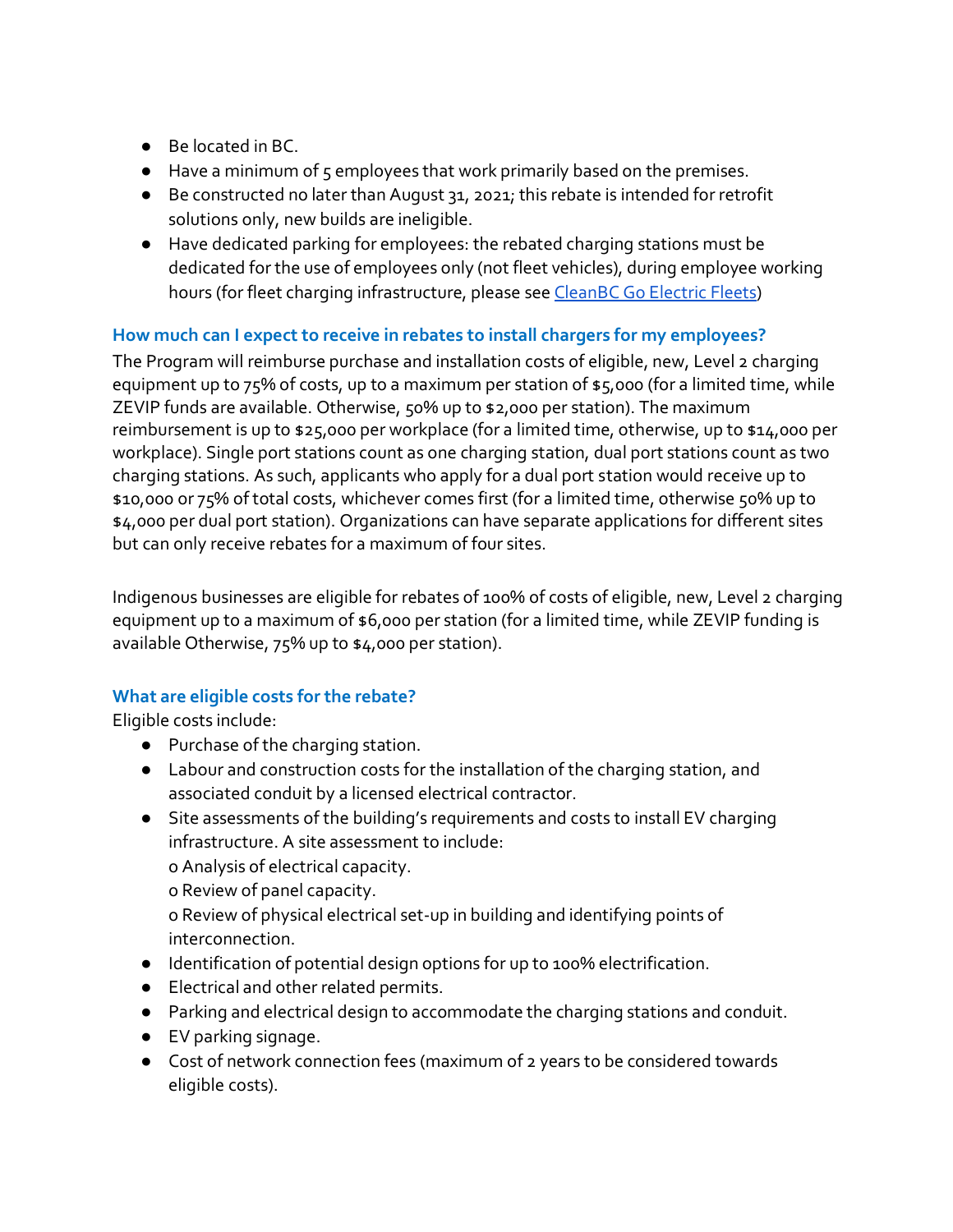- Be located in BC.
- Have a minimum of 5 employees that work primarily based on the premises.
- Be constructed no later than August 31, 2021; this rebate is intended for retrofit solutions only, new builds are ineligible.
- Have dedicated parking for employees: the rebated charging stations must be dedicated for the use of employees only (not fleet vehicles), during employee working hours (for fleet charging infrastructure, please see [CleanBC Go Electric Fleets](CleanBC Go Electric Fleets))

### How much can I expect to receive in rebates to install chargers for my employees?

The Program will reimburse purchase and installation costs of eligible, new, Level 2 charging equipment up to 75% of costs, up to a maximum per station of $5,000 (for a limited time, while ZEVIP funds are available. Otherwise, 50% up to $2,000 per station). The maximum reimbursement is up to $25,000 per workplace (for a limited time, otherwise, up to $14,000 per workplace). Single port stations count as one charging station, dual port stations count as two charging stations. As such, applicants who apply for a dual port station would receive up to $10,000 or 75% of total costs, whichever comes first (for a limited time, otherwise 50% up to $4,000 per dual port station). Organizations can have separate applications for different sites but can only receive rebates for a maximum of four sites.

Indigenous businesses are eligible for rebates of 100% of costs of eligible, new, Level 2 charging equipment up to a maximum of $6,000 per station (for a limited time, while ZEVIP funding is available Otherwise, 75% up to $4,000 per station).

### What are eligible costs for the rebate?

Eligible costs include:

- Purchase of the charging station.
- Labour and construction costs for the installation of the charging station, and associated conduit by a licensed electrical contractor.
- Site assessments of the building's requirements and costs to install EV charging infrastructure. A site assessment to include:
  - o Analysis of electrical capacity.
  - o Review of panel capacity.
  - o Review of physical electrical set-up in building and identifying points of interconnection.
- Identification of potential design options for up to 100% electrification.
- Electrical and other related permits.
- Parking and electrical design to accommodate the charging stations and conduit.
- EV parking signage.
- Cost of network connection fees (maximum of 2 years to be considered towards eligible costs).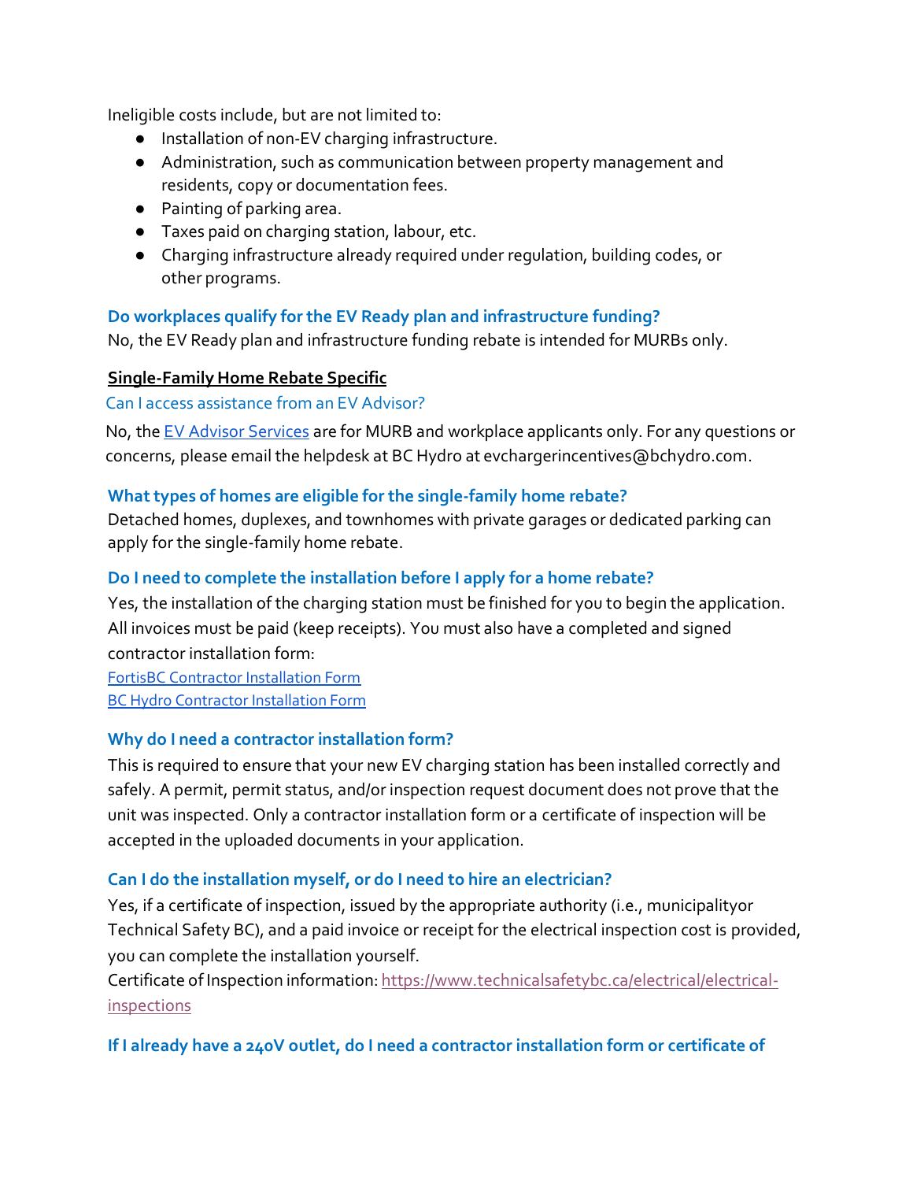Ineligible costs include, but are not limited to:

- Installation of non-EV charging infrastructure.
- Administration, such as communication between property management and residents, copy or documentation fees.
- Painting of parking area.
- Taxes paid on charging station, labour, etc.
- Charging infrastructure already required under regulation, building codes, or other programs.

### Do workplaces qualify for the EV Ready plan and infrastructure funding?

No, the EV Ready plan and infrastructure funding rebate is intended for MURBs only.

## Single-Family Home Rebate Specific

### Can I access assistance from an EV Advisor?

No, the [EV Advisor Services]() are for MURB and workplace applicants only. For any questions or concerns, please email the helpdesk at BC Hydro at evchargerincentives@bchydro.com.

### What types of homes are eligible for the single-family home rebate?

Detached homes, duplexes, and townhomes with private garages or dedicated parking can apply for the single-family home rebate.

### Do I need to complete the installation before I apply for a home rebate?

Yes, the installation of the charging station must be finished for you to begin the application. All invoices must be paid (keep receipts). You must also have a completed and signed contractor installation form:

[FortisBC Contractor Installation Form]()
[BC Hydro Contractor Installation Form]()

### Why do I need a contractor installation form?

This is required to ensure that your new EV charging station has been installed correctly and safely. A permit, permit status, and/or inspection request document does not prove that the unit was inspected. Only a contractor installation form or a certificate of inspection will be accepted in the uploaded documents in your application.

### Can I do the installation myself, or do I need to hire an electrician?

Yes, if a certificate of inspection, issued by the appropriate authority (i.e., municipalityor Technical Safety BC), and a paid invoice or receipt for the electrical inspection cost is provided, you can complete the installation yourself.
Certificate of Inspection information: https://www.technicalsafetybc.ca/electrical/electrical-inspections

### If I already have a 240V outlet, do I need a contractor installation form or certificate of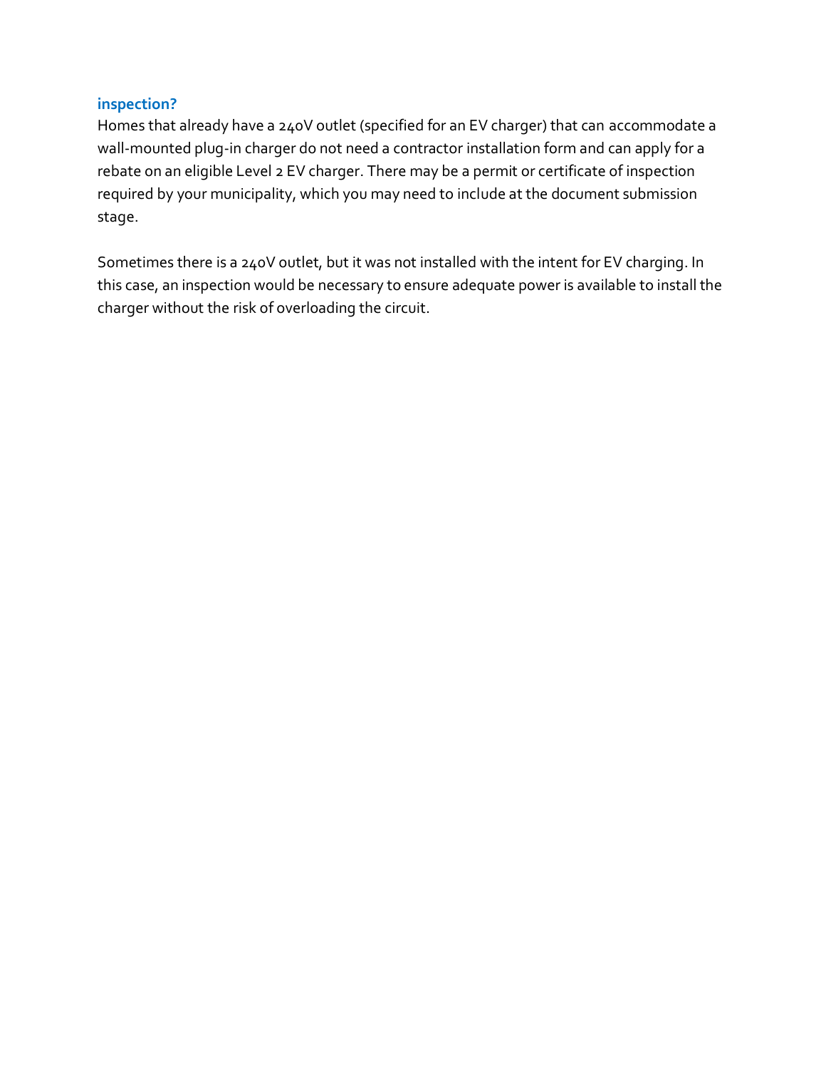### inspection?

Homes that already have a 240V outlet (specified for an EV charger) that can accommodate a wall-mounted plug-in charger do not need a contractor installation form and can apply for a rebate on an eligible Level 2 EV charger. There may be a permit or certificate of inspection required by your municipality, which you may need to include at the document submission stage.

Sometimes there is a 240V outlet, but it was not installed with the intent for EV charging. In this case, an inspection would be necessary to ensure adequate power is available to install the charger without the risk of overloading the circuit.